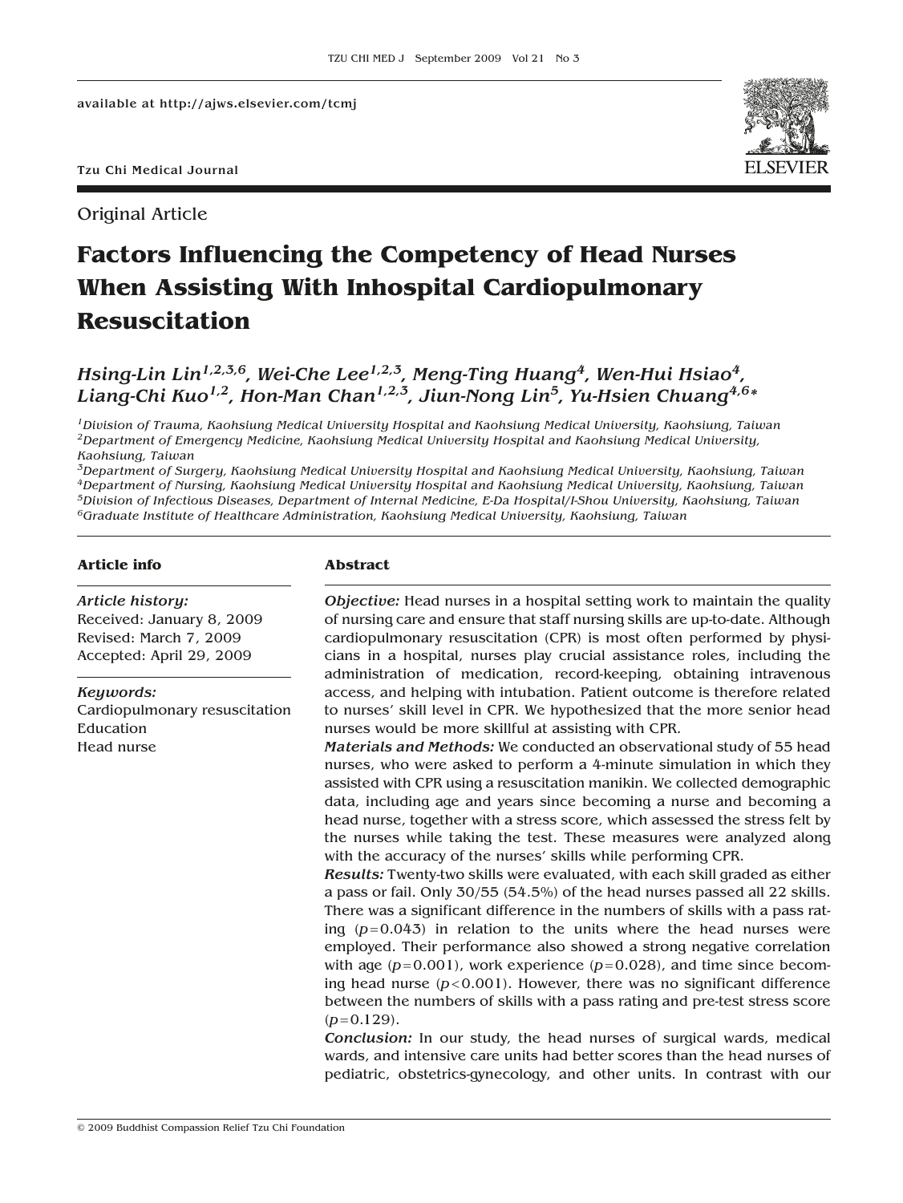available at http://ajws.elsevier.com/tcmj

Tzu Chi Medical Journal

Original Article

# Factors Influencing the Competency of Head Nurses When Assisting With Inhospital Cardiopulmonary Resuscitation

*Hsing-Lin Lin[1,2,3,6], Wei-Che Lee[1,2,3], Meng-Ting Huang[4], Wen-Hui Hsiao[4], Liang-Chi Kuo[1,2], Hon-Man Chan[1,2,3], Jiun-Nong Lin[5], Yu-Hsien Chuang[4,6]\**

[1]*Division of Trauma, Kaohsiung Medical University Hospital and Kaohsiung Medical University, Kaohsiung, Taiwan*
[2]*Department of Emergency Medicine, Kaohsiung Medical University Hospital and Kaohsiung Medical University, Kaohsiung, Taiwan*
[3]*Department of Surgery, Kaohsiung Medical University Hospital and Kaohsiung Medical University, Kaohsiung, Taiwan*
[4]*Department of Nursing, Kaohsiung Medical University Hospital and Kaohsiung Medical University, Kaohsiung, Taiwan*
[5]*Division of Infectious Diseases, Department of Internal Medicine, E-Da Hospital/I-Shou University, Kaohsiung, Taiwan*
[6]*Graduate Institute of Healthcare Administration, Kaohsiung Medical University, Kaohsiung, Taiwan*

**Article info**

*Article history:*
Received: January 8, 2009
Revised: March 7, 2009
Accepted: April 29, 2009

*Keywords:*
Cardiopulmonary resuscitation
Education
Head nurse

**Abstract**

***Objective:*** Head nurses in a hospital setting work to maintain the quality of nursing care and ensure that staff nursing skills are up-to-date. Although cardiopulmonary resuscitation (CPR) is most often performed by physicians in a hospital, nurses play crucial assistance roles, including the administration of medication, record-keeping, obtaining intravenous access, and helping with intubation. Patient outcome is therefore related to nurses' skill level in CPR. We hypothesized that the more senior head nurses would be more skillful at assisting with CPR.

***Materials and Methods:*** We conducted an observational study of 55 head nurses, who were asked to perform a 4-minute simulation in which they assisted with CPR using a resuscitation manikin. We collected demographic data, including age and years since becoming a nurse and becoming a head nurse, together with a stress score, which assessed the stress felt by the nurses while taking the test. These measures were analyzed along with the accuracy of the nurses' skills while performing CPR.

***Results:*** Twenty-two skills were evaluated, with each skill graded as either a pass or fail. Only 30/55 (54.5%) of the head nurses passed all 22 skills. There was a significant difference in the numbers of skills with a pass rating ($p=0.043$) in relation to the units where the head nurses were employed. Their performance also showed a strong negative correlation with age ($p=0.001$), work experience ($p=0.028$), and time since becoming head nurse ($p<0.001$). However, there was no significant difference between the numbers of skills with a pass rating and pre-test stress score ($p=0.129$).

***Conclusion:*** In our study, the head nurses of surgical wards, medical wards, and intensive care units had better scores than the head nurses of pediatric, obstetrics-gynecology, and other units. In contrast with our

© 2009 Buddhist Compassion Relief Tzu Chi Foundation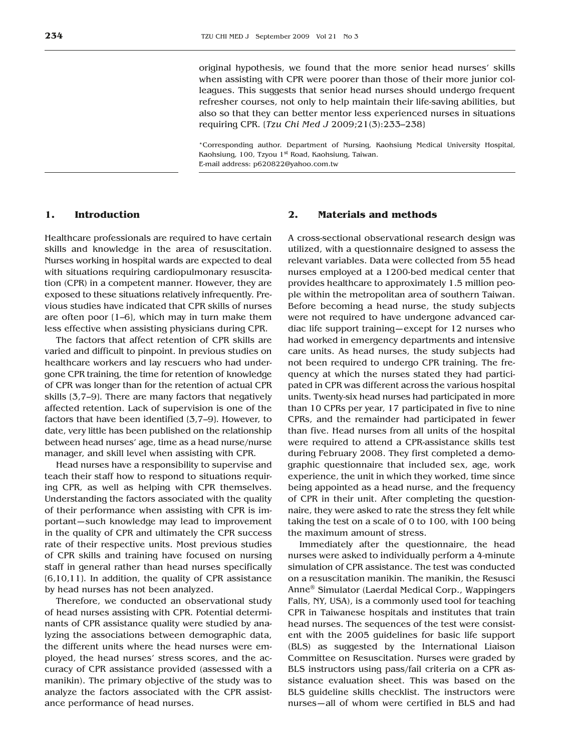original hypothesis, we found that the more senior head nurses' skills when assisting with CPR were poorer than those of their more junior colleagues. This suggests that senior head nurses should undergo frequent refresher courses, not only to help maintain their life-saving abilities, but also so that they can better mentor less experienced nurses in situations requiring CPR. (*Tzu Chi Med J* 2009;21(3):233–238)

*Corresponding author. Department of Nursing, Kaohsiung Medical University Hospital, Kaohsiung, 100, Tzyou 1st Road, Kaohsiung, Taiwan.
E-mail address: p620822@yahoo.com.tw

## 1. Introduction

Healthcare professionals are required to have certain skills and knowledge in the area of resuscitation. Nurses working in hospital wards are expected to deal with situations requiring cardiopulmonary resuscitation (CPR) in a competent manner. However, they are exposed to these situations relatively infrequently. Previous studies have indicated that CPR skills of nurses are often poor (1–6), which may in turn make them less effective when assisting physicians during CPR.

The factors that affect retention of CPR skills are varied and difficult to pinpoint. In previous studies on healthcare workers and lay rescuers who had undergone CPR training, the time for retention of knowledge of CPR was longer than for the retention of actual CPR skills (3,7–9). There are many factors that negatively affected retention. Lack of supervision is one of the factors that have been identified (3,7–9). However, to date, very little has been published on the relationship between head nurses' age, time as a head nurse/nurse manager, and skill level when assisting with CPR.

Head nurses have a responsibility to supervise and teach their staff how to respond to situations requiring CPR, as well as helping with CPR themselves. Understanding the factors associated with the quality of their performance when assisting with CPR is important—such knowledge may lead to improvement in the quality of CPR and ultimately the CPR success rate of their respective units. Most previous studies of CPR skills and training have focused on nursing staff in general rather than head nurses specifically (6,10,11). In addition, the quality of CPR assistance by head nurses has not been analyzed.

Therefore, we conducted an observational study of head nurses assisting with CPR. Potential determinants of CPR assistance quality were studied by analyzing the associations between demographic data, the different units where the head nurses were employed, the head nurses' stress scores, and the accuracy of CPR assistance provided (assessed with a manikin). The primary objective of the study was to analyze the factors associated with the CPR assistance performance of head nurses.

## 2. Materials and methods

A cross-sectional observational research design was utilized, with a questionnaire designed to assess the relevant variables. Data were collected from 55 head nurses employed at a 1200-bed medical center that provides healthcare to approximately 1.5 million people within the metropolitan area of southern Taiwan. Before becoming a head nurse, the study subjects were not required to have undergone advanced cardiac life support training—except for 12 nurses who had worked in emergency departments and intensive care units. As head nurses, the study subjects had not been required to undergo CPR training. The frequency at which the nurses stated they had participated in CPR was different across the various hospital units. Twenty-six head nurses had participated in more than 10 CPRs per year, 17 participated in five to nine CPRs, and the remainder had participated in fewer than five. Head nurses from all units of the hospital were required to attend a CPR-assistance skills test during February 2008. They first completed a demographic questionnaire that included sex, age, work experience, the unit in which they worked, time since being appointed as a head nurse, and the frequency of CPR in their unit. After completing the questionnaire, they were asked to rate the stress they felt while taking the test on a scale of 0 to 100, with 100 being the maximum amount of stress.

Immediately after the questionnaire, the head nurses were asked to individually perform a 4-minute simulation of CPR assistance. The test was conducted on a resuscitation manikin. The manikin, the Resusci Anne® Simulator (Laerdal Medical Corp., Wappingers Falls, NY, USA), is a commonly used tool for teaching CPR in Taiwanese hospitals and institutes that train head nurses. The sequences of the test were consistent with the 2005 guidelines for basic life support (BLS) as suggested by the International Liaison Committee on Resuscitation. Nurses were graded by BLS instructors using pass/fail criteria on a CPR assistance evaluation sheet. This was based on the BLS guideline skills checklist. The instructors were nurses—all of whom were certified in BLS and had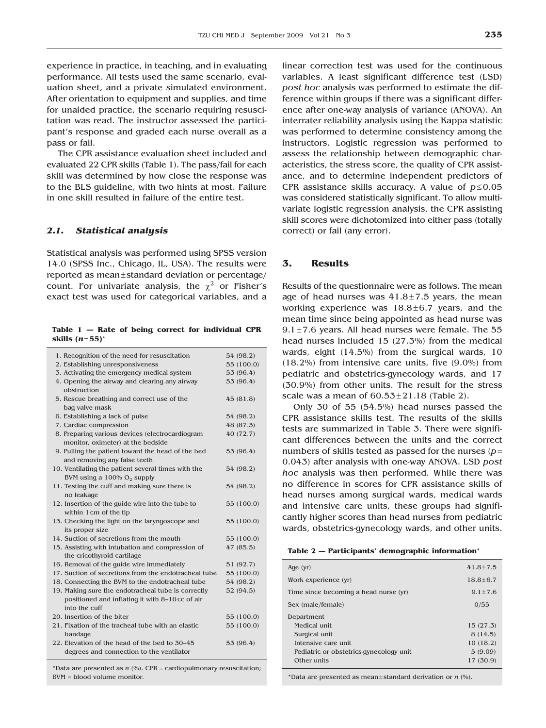experience in practice, in teaching, and in evaluating performance. All tests used the same scenario, evaluation sheet, and a private simulated environment. After orientation to equipment and supplies, and time for unaided practice, the scenario requiring resuscitation was read. The instructor assessed the participant's response and graded each nurse overall as a pass or fail.

The CPR assistance evaluation sheet included and evaluated 22 CPR skills (Table 1). The pass/fail for each skill was determined by how close the response was to the BLS guideline, with two hints at most. Failure in one skill resulted in failure of the entire test.

### *2.1. Statistical analysis*

Statistical analysis was performed using SPSS version 14.0 (SPSS Inc., Chicago, IL, USA). The results were reported as mean±standard deviation or percentage/count. For univariate analysis, the $\chi^2$ or Fisher's exact test was used for categorical variables, and a linear correction test was used for the continuous variables. A least significant difference test (LSD) *post hoc* analysis was performed to estimate the difference within groups if there was a significant difference after one-way analysis of variance (ANOVA). An interrater reliability analysis using the Kappa statistic was performed to determine consistency among the instructors. Logistic regression was performed to assess the relationship between demographic characteristics, the stress score, the quality of CPR assistance, and to determine independent predictors of CPR assistance skills accuracy. A value of $p \leq 0.05$ was considered statistically significant. To allow multivariate logistic regression analysis, the CPR assisting skill scores were dichotomized into either pass (totally correct) or fail (any error).

**Table 1 — Rate of being correct for individual CPR skills ($n$=55)***

| Skill | |
|---|---|
| 1. Recognition of the need for resuscitation | 54 (98.2) |
| 2. Establishing unresponsiveness | 55 (100.0) |
| 3. Activating the emergency medical system | 53 (96.4) |
| 4. Opening the airway and clearing any airway obstruction | 53 (96.4) |
| 5. Rescue breathing and correct use of the bag valve mask | 45 (81.8) |
| 6. Establishing a lack of pulse | 54 (98.2) |
| 7. Cardiac compression | 48 (87.3) |
| 8. Preparing various devices (electrocardiogram monitor, oximeter) at the bedside | 40 (72.7) |
| 9. Pulling the patient toward the head of the bed and removing any false teeth | 53 (96.4) |
| 10. Ventilating the patient several times with the BVM using a 100% $O_2$ supply | 54 (98.2) |
| 11. Testing the cuff and making sure there is no leakage | 54 (98.2) |
| 12. Insertion of the guide wire into the tube to within 1 cm of the tip | 55 (100.0) |
| 13. Checking the light on the laryngoscope and its proper size | 55 (100.0) |
| 14. Suction of secretions from the mouth | 55 (100.0) |
| 15. Assisting with intubation and compression of the cricothyroid cartilage | 47 (85.5) |
| 16. Removal of the guide wire immediately | 51 (92.7) |
| 17. Suction of secretions from the endotracheal tube | 55 (100.0) |
| 18. Connecting the BVM to the endotracheal tube | 54 (98.2) |
| 19. Making sure the endotracheal tube is correctly positioned and inflating it with 8–10 cc of air into the cuff | 52 (94.5) |
| 20. Insertion of the biter | 55 (100.0) |
| 21. Fixation of the tracheal tube with an elastic bandage | 55 (100.0) |
| 22. Elevation of the head of the bed to 30–45 degrees and connection to the ventilator | 53 (96.4) |

*Data are presented as $n$ (%). CPR = cardiopulmonary resuscitation; BVM = blood volume monitor.

## 3. Results

Results of the questionnaire were as follows. The mean age of head nurses was 41.8±7.5 years, the mean working experience was 18.8±6.7 years, and the mean time since being appointed as head nurse was 9.1±7.6 years. All head nurses were female. The 55 head nurses included 15 (27.3%) from the medical wards, eight (14.5%) from the surgical wards, 10 (18.2%) from intensive care units, five (9.0%) from pediatric and obstetrics-gynecology wards, and 17 (30.9%) from other units. The result for the stress scale was a mean of 60.53±21.18 (Table 2).

Only 30 of 55 (54.5%) head nurses passed the CPR assistance skills test. The results of the skills tests are summarized in Table 3. There were significant differences between the units and the correct numbers of skills tested as passed for the nurses ($p$= 0.043) after analysis with one-way ANOVA. LSD *post hoc* analysis was then performed. While there was no difference in scores for CPR assistance skills of head nurses among surgical wards, medical wards and intensive care units, these groups had significantly higher scores than head nurses from pediatric wards, obstetrics-gynecology wards, and other units.

**Table 2 — Participants' demographic information***

| | |
|---|---|
| Age (yr) | 41.8±7.5 |
| Work experience (yr) | 18.8±6.7 |
| Time since becoming a head nurse (yr) | 9.1±7.6 |
| Sex (male/female) | 0/55 |
| Department | |
| Medical unit | 15 (27.3) |
| Surgical unit | 8 (14.5) |
| Intensive care unit | 10 (18.2) |
| Pediatric or obstetrics-gynecology unit | 5 (9.09) |
| Other units | 17 (30.9) |

*Data are presented as mean±standard derivation or $n$ (%).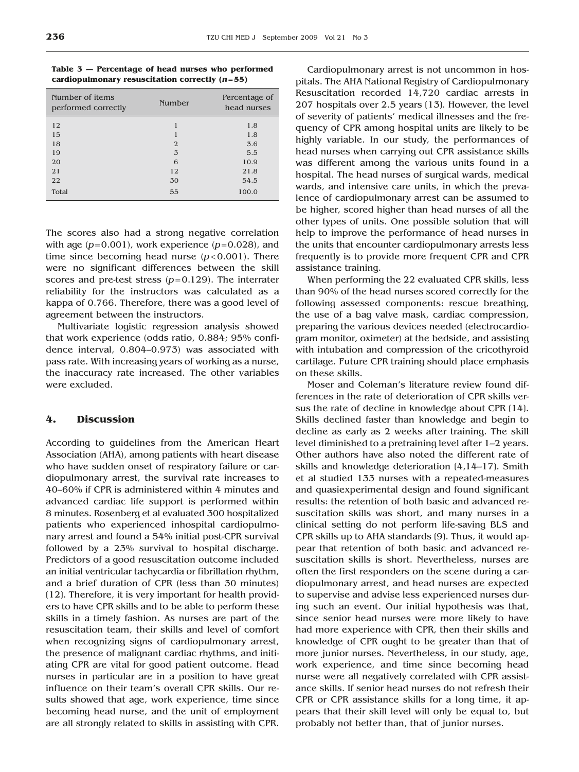**Table 3 — Percentage of head nurses who performed cardiopulmonary resuscitation correctly ($n$=55)**

| Number of items performed correctly | Number | Percentage of head nurses |
|---|---|---|
| 12 | 1 | 1.8 |
| 15 | 1 | 1.8 |
| 18 | 2 | 3.6 |
| 19 | 3 | 5.5 |
| 20 | 6 | 10.9 |
| 21 | 12 | 21.8 |
| 22 | 30 | 54.5 |
| Total | 55 | 100.0 |

The scores also had a strong negative correlation with age ($p$=0.001), work experience ($p$=0.028), and time since becoming head nurse ($p$<0.001). There were no significant differences between the skill scores and pre-test stress ($p$=0.129). The interrater reliability for the instructors was calculated as a kappa of 0.766. Therefore, there was a good level of agreement between the instructors.

Multivariate logistic regression analysis showed that work experience (odds ratio, 0.884; 95% confidence interval, 0.804–0.973) was associated with pass rate. With increasing years of working as a nurse, the inaccuracy rate increased. The other variables were excluded.

## 4. Discussion

According to guidelines from the American Heart Association (AHA), among patients with heart disease who have sudden onset of respiratory failure or cardiopulmonary arrest, the survival rate increases to 40–60% if CPR is administered within 4 minutes and advanced cardiac life support is performed within 8 minutes. Rosenberg et al evaluated 300 hospitalized patients who experienced inhospital cardiopulmonary arrest and found a 54% initial post-CPR survival followed by a 23% survival to hospital discharge. Predictors of a good resuscitation outcome included an initial ventricular tachycardia or fibrillation rhythm, and a brief duration of CPR (less than 30 minutes) [12]. Therefore, it is very important for health providers to have CPR skills and to be able to perform these skills in a timely fashion. As nurses are part of the resuscitation team, their skills and level of comfort when recognizing signs of cardiopulmonary arrest, the presence of malignant cardiac rhythms, and initiating CPR are vital for good patient outcome. Head nurses in particular are in a position to have great influence on their team's overall CPR skills. Our results showed that age, work experience, time since becoming head nurse, and the unit of employment are all strongly related to skills in assisting with CPR.

Cardiopulmonary arrest is not uncommon in hospitals. The AHA National Registry of Cardiopulmonary Resuscitation recorded 14,720 cardiac arrests in 207 hospitals over 2.5 years [13]. However, the level of severity of patients' medical illnesses and the frequency of CPR among hospital units are likely to be highly variable. In our study, the performances of head nurses when carrying out CPR assistance skills was different among the various units found in a hospital. The head nurses of surgical wards, medical wards, and intensive care units, in which the prevalence of cardiopulmonary arrest can be assumed to be higher, scored higher than head nurses of all the other types of units. One possible solution that will help to improve the performance of head nurses in the units that encounter cardiopulmonary arrests less frequently is to provide more frequent CPR and CPR assistance training.

When performing the 22 evaluated CPR skills, less than 90% of the head nurses scored correctly for the following assessed components: rescue breathing, the use of a bag valve mask, cardiac compression, preparing the various devices needed (electrocardiogram monitor, oximeter) at the bedside, and assisting with intubation and compression of the cricothyroid cartilage. Future CPR training should place emphasis on these skills.

Moser and Coleman's literature review found differences in the rate of deterioration of CPR skills versus the rate of decline in knowledge about CPR [14]. Skills declined faster than knowledge and begin to decline as early as 2 weeks after training. The skill level diminished to a pretraining level after 1–2 years. Other authors have also noted the different rate of skills and knowledge deterioration [4,14–17]. Smith et al studied 133 nurses with a repeated-measures and quasiexperimental design and found significant results: the retention of both basic and advanced resuscitation skills was short, and many nurses in a clinical setting do not perform life-saving BLS and CPR skills up to AHA standards [9]. Thus, it would appear that retention of both basic and advanced resuscitation skills is short. Nevertheless, nurses are often the first responders on the scene during a cardiopulmonary arrest, and head nurses are expected to supervise and advise less experienced nurses during such an event. Our initial hypothesis was that, since senior head nurses were more likely to have had more experience with CPR, then their skills and knowledge of CPR ought to be greater than that of more junior nurses. Nevertheless, in our study, age, work experience, and time since becoming head nurse were all negatively correlated with CPR assistance skills. If senior head nurses do not refresh their CPR or CPR assistance skills for a long time, it appears that their skill level will only be equal to, but probably not better than, that of junior nurses.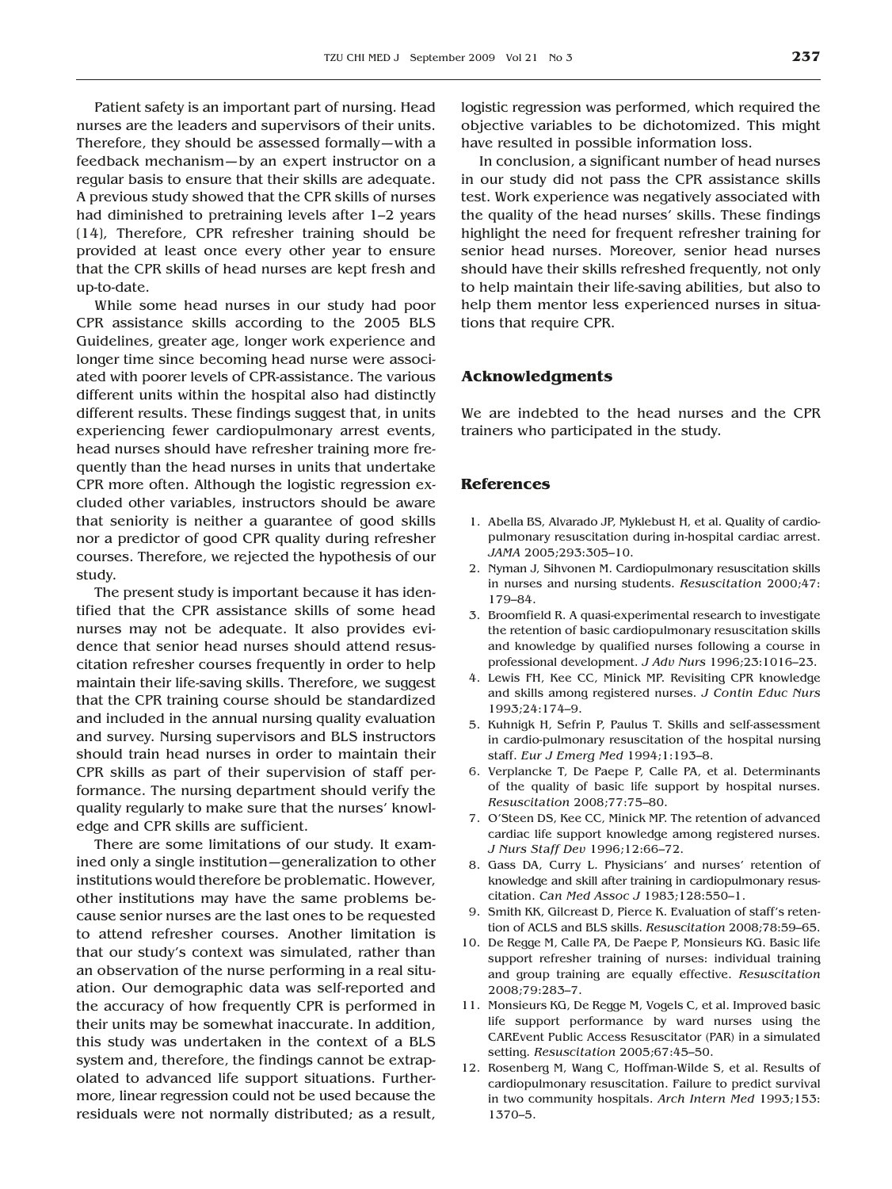Patient safety is an important part of nursing. Head nurses are the leaders and supervisors of their units. Therefore, they should be assessed formally—with a feedback mechanism—by an expert instructor on a regular basis to ensure that their skills are adequate. A previous study showed that the CPR skills of nurses had diminished to pretraining levels after 1–2 years [14], Therefore, CPR refresher training should be provided at least once every other year to ensure that the CPR skills of head nurses are kept fresh and up-to-date.

While some head nurses in our study had poor CPR assistance skills according to the 2005 BLS Guidelines, greater age, longer work experience and longer time since becoming head nurse were associated with poorer levels of CPR-assistance. The various different units within the hospital also had distinctly different results. These findings suggest that, in units experiencing fewer cardiopulmonary arrest events, head nurses should have refresher training more frequently than the head nurses in units that undertake CPR more often. Although the logistic regression excluded other variables, instructors should be aware that seniority is neither a guarantee of good skills nor a predictor of good CPR quality during refresher courses. Therefore, we rejected the hypothesis of our study.

The present study is important because it has identified that the CPR assistance skills of some head nurses may not be adequate. It also provides evidence that senior head nurses should attend resuscitation refresher courses frequently in order to help maintain their life-saving skills. Therefore, we suggest that the CPR training course should be standardized and included in the annual nursing quality evaluation and survey. Nursing supervisors and BLS instructors should train head nurses in order to maintain their CPR skills as part of their supervision of staff performance. The nursing department should verify the quality regularly to make sure that the nurses' knowledge and CPR skills are sufficient.

There are some limitations of our study. It examined only a single institution—generalization to other institutions would therefore be problematic. However, other institutions may have the same problems because senior nurses are the last ones to be requested to attend refresher courses. Another limitation is that our study's context was simulated, rather than an observation of the nurse performing in a real situation. Our demographic data was self-reported and the accuracy of how frequently CPR is performed in their units may be somewhat inaccurate. In addition, this study was undertaken in the context of a BLS system and, therefore, the findings cannot be extrapolated to advanced life support situations. Furthermore, linear regression could not be used because the residuals were not normally distributed; as a result, logistic regression was performed, which required the objective variables to be dichotomized. This might have resulted in possible information loss.

In conclusion, a significant number of head nurses in our study did not pass the CPR assistance skills test. Work experience was negatively associated with the quality of the head nurses' skills. These findings highlight the need for frequent refresher training for senior head nurses. Moreover, senior head nurses should have their skills refreshed frequently, not only to help maintain their life-saving abilities, but also to help them mentor less experienced nurses in situations that require CPR.

## Acknowledgments

We are indebted to the head nurses and the CPR trainers who participated in the study.

## References

1. Abella BS, Alvarado JP, Myklebust H, et al. Quality of cardiopulmonary resuscitation during in-hospital cardiac arrest. *JAMA* 2005;293:305–10.
2. Nyman J, Sihvonen M. Cardiopulmonary resuscitation skills in nurses and nursing students. *Resuscitation* 2000;47:179–84.
3. Broomfield R. A quasi-experimental research to investigate the retention of basic cardiopulmonary resuscitation skills and knowledge by qualified nurses following a course in professional development. *J Adv Nurs* 1996;23:1016–23.
4. Lewis FH, Kee CC, Minick MP. Revisiting CPR knowledge and skills among registered nurses. *J Contin Educ Nurs* 1993;24:174–9.
5. Kuhnigk H, Sefrin P, Paulus T. Skills and self-assessment in cardio-pulmonary resuscitation of the hospital nursing staff. *Eur J Emerg Med* 1994;1:193–8.
6. Verplancke T, De Paepe P, Calle PA, et al. Determinants of the quality of basic life support by hospital nurses. *Resuscitation* 2008;77:75–80.
7. O'Steen DS, Kee CC, Minick MP. The retention of advanced cardiac life support knowledge among registered nurses. *J Nurs Staff Dev* 1996;12:66–72.
8. Gass DA, Curry L. Physicians' and nurses' retention of knowledge and skill after training in cardiopulmonary resuscitation. *Can Med Assoc J* 1983;128:550–1.
9. Smith KK, Gilcreast D, Pierce K. Evaluation of staff's retention of ACLS and BLS skills. *Resuscitation* 2008;78:59–65.
10. De Regge M, Calle PA, De Paepe P, Monsieurs KG. Basic life support refresher training of nurses: individual training and group training are equally effective. *Resuscitation* 2008;79:283–7.
11. Monsieurs KG, De Regge M, Vogels C, et al. Improved basic life support performance by ward nurses using the CAREvent Public Access Resuscitator (PAR) in a simulated setting. *Resuscitation* 2005;67:45–50.
12. Rosenberg M, Wang C, Hoffman-Wilde S, et al. Results of cardiopulmonary resuscitation. Failure to predict survival in two community hospitals. *Arch Intern Med* 1993;153:1370–5.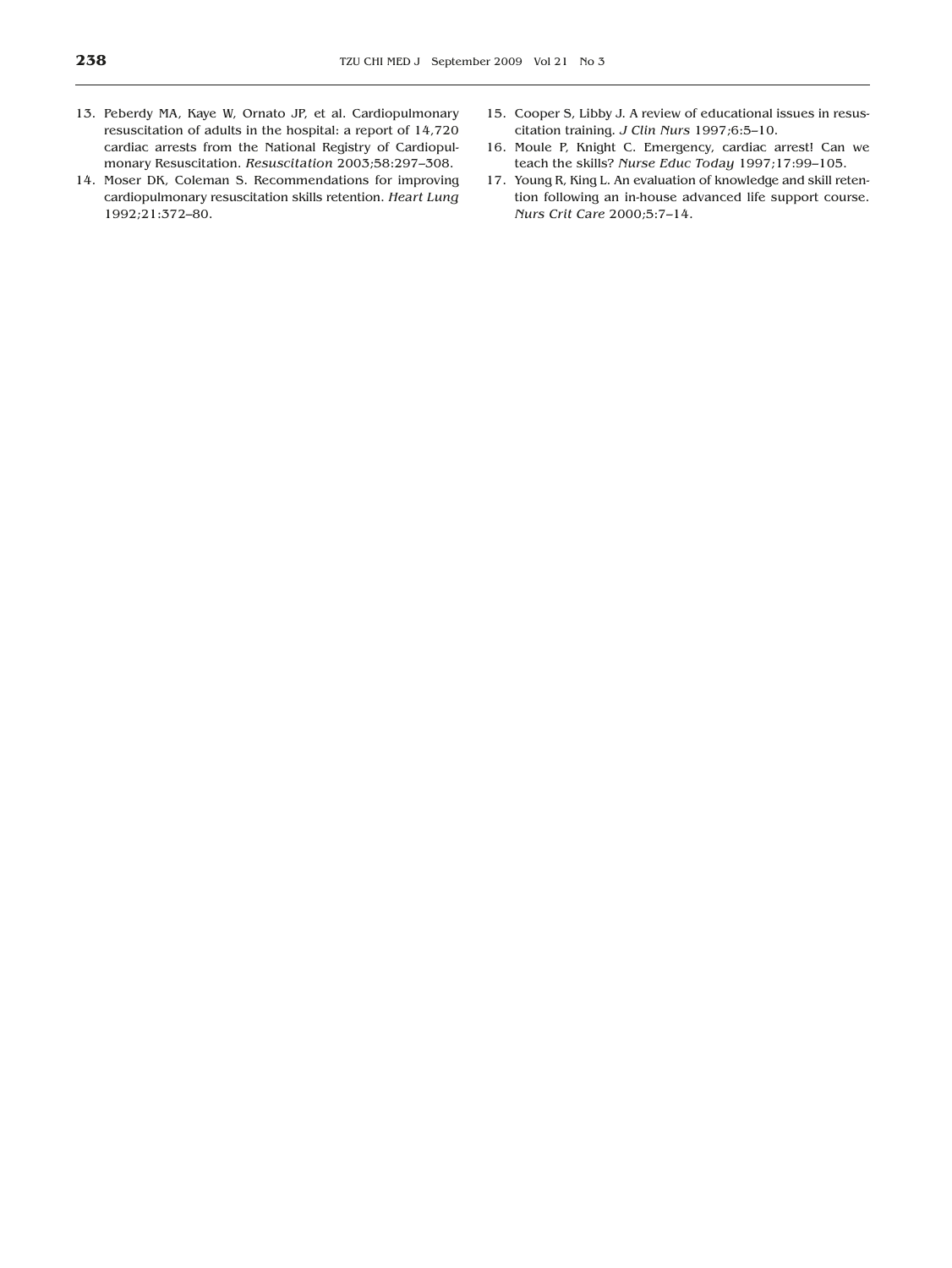13. Peberdy MA, Kaye W, Ornato JP, et al. Cardiopulmonary resuscitation of adults in the hospital: a report of 14,720 cardiac arrests from the National Registry of Cardiopulmonary Resuscitation. *Resuscitation* 2003;58:297–308.
14. Moser DK, Coleman S. Recommendations for improving cardiopulmonary resuscitation skills retention. *Heart Lung* 1992;21:372–80.
15. Cooper S, Libby J. A review of educational issues in resuscitation training. *J Clin Nurs* 1997;6:5–10.
16. Moule P, Knight C. Emergency, cardiac arrest! Can we teach the skills? *Nurse Educ Today* 1997;17:99–105.
17. Young R, King L. An evaluation of knowledge and skill retention following an in-house advanced life support course. *Nurs Crit Care* 2000;5:7–14.